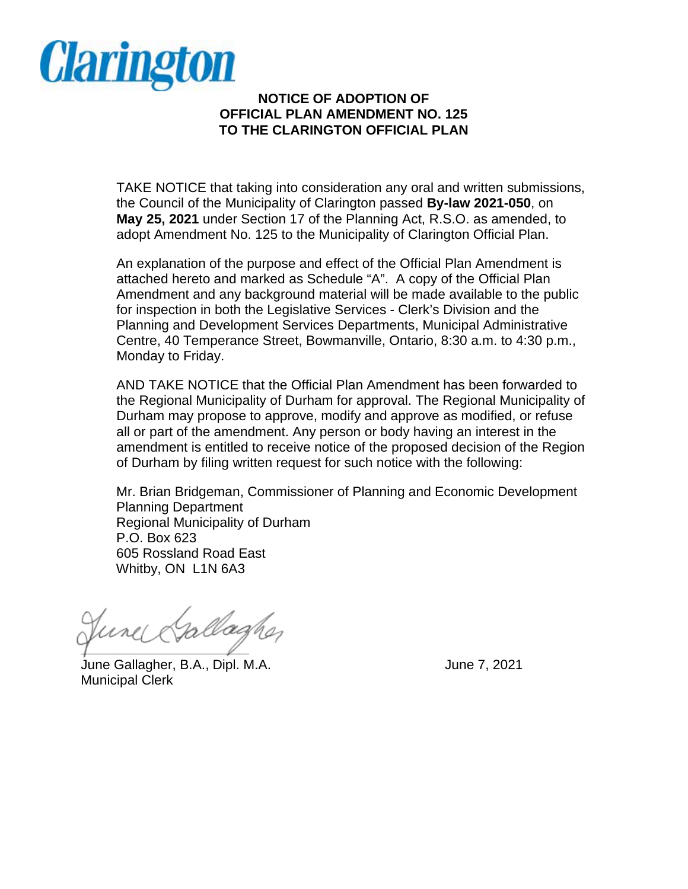Clarington

# NOTICE OF ADOPTION OF OFFICIAL PLAN AMENDMENT NO. 125 TO THE CLARINGTON OFFICIAL PLAN

TAKE NOTICE that taking into consideration any oral and written submissions, the Council of the Municipality of Clarington passed **By-law 2021-050**, on **May 25, 2021** under Section 17 of the Planning Act, R.S.O. as amended, to adopt Amendment No. 125 to the Municipality of Clarington Official Plan.

An explanation of the purpose and effect of the Official Plan Amendment is attached hereto and marked as Schedule "A". A copy of the Official Plan Amendment and any background material will be made available to the public for inspection in both the Legislative Services - Clerk's Division and the Planning and Development Services Departments, Municipal Administrative Centre, 40 Temperance Street, Bowmanville, Ontario, 8:30 a.m. to 4:30 p.m., Monday to Friday.

AND TAKE NOTICE that the Official Plan Amendment has been forwarded to the Regional Municipality of Durham for approval. The Regional Municipality of Durham may propose to approve, modify and approve as modified, or refuse all or part of the amendment. Any person or body having an interest in the amendment is entitled to receive notice of the proposed decision of the Region of Durham by filing written request for such notice with the following:

Mr. Brian Bridgeman, Commissioner of Planning and Economic Development
Planning Department
Regional Municipality of Durham
P.O. Box 623
605 Rossland Road East
Whitby, ON L1N 6A3

June Gallagher

June Gallagher, B.A., Dipl. M.A.
Municipal Clerk

June 7, 2021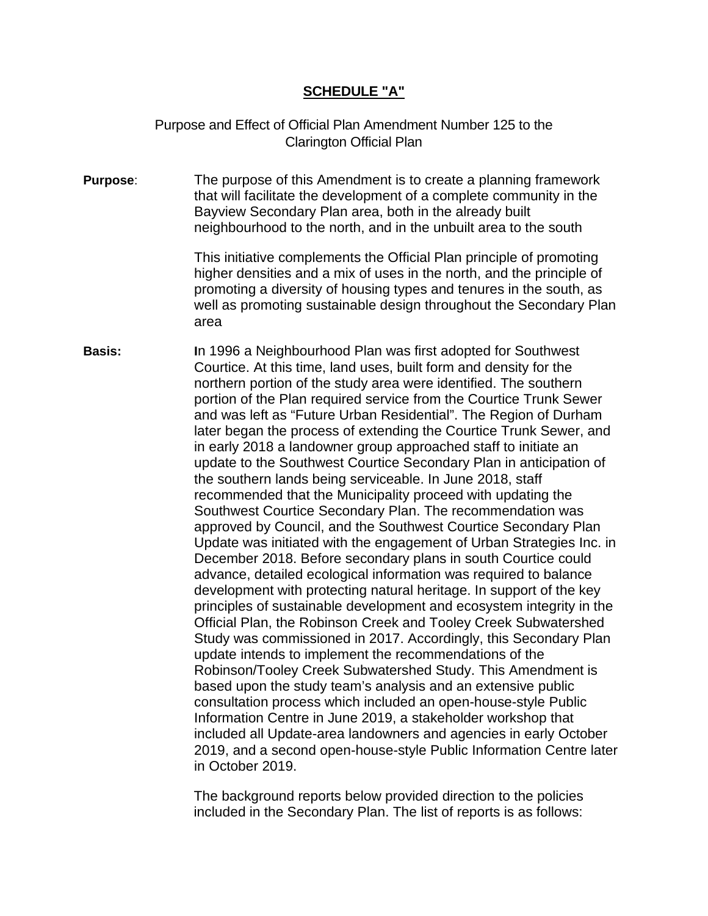**SCHEDULE "A"**

Purpose and Effect of Official Plan Amendment Number 125 to the Clarington Official Plan

**Purpose**: The purpose of this Amendment is to create a planning framework that will facilitate the development of a complete community in the Bayview Secondary Plan area, both in the already built neighbourhood to the north, and in the unbuilt area to the south

This initiative complements the Official Plan principle of promoting higher densities and a mix of uses in the north, and the principle of promoting a diversity of housing types and tenures in the south, as well as promoting sustainable design throughout the Secondary Plan area

**Basis:** In 1996 a Neighbourhood Plan was first adopted for Southwest Courtice. At this time, land uses, built form and density for the northern portion of the study area were identified. The southern portion of the Plan required service from the Courtice Trunk Sewer and was left as "Future Urban Residential". The Region of Durham later began the process of extending the Courtice Trunk Sewer, and in early 2018 a landowner group approached staff to initiate an update to the Southwest Courtice Secondary Plan in anticipation of the southern lands being serviceable. In June 2018, staff recommended that the Municipality proceed with updating the Southwest Courtice Secondary Plan. The recommendation was approved by Council, and the Southwest Courtice Secondary Plan Update was initiated with the engagement of Urban Strategies Inc. in December 2018. Before secondary plans in south Courtice could advance, detailed ecological information was required to balance development with protecting natural heritage. In support of the key principles of sustainable development and ecosystem integrity in the Official Plan, the Robinson Creek and Tooley Creek Subwatershed Study was commissioned in 2017. Accordingly, this Secondary Plan update intends to implement the recommendations of the Robinson/Tooley Creek Subwatershed Study. This Amendment is based upon the study team's analysis and an extensive public consultation process which included an open-house-style Public Information Centre in June 2019, a stakeholder workshop that included all Update-area landowners and agencies in early October 2019, and a second open-house-style Public Information Centre later in October 2019.

The background reports below provided direction to the policies included in the Secondary Plan. The list of reports is as follows: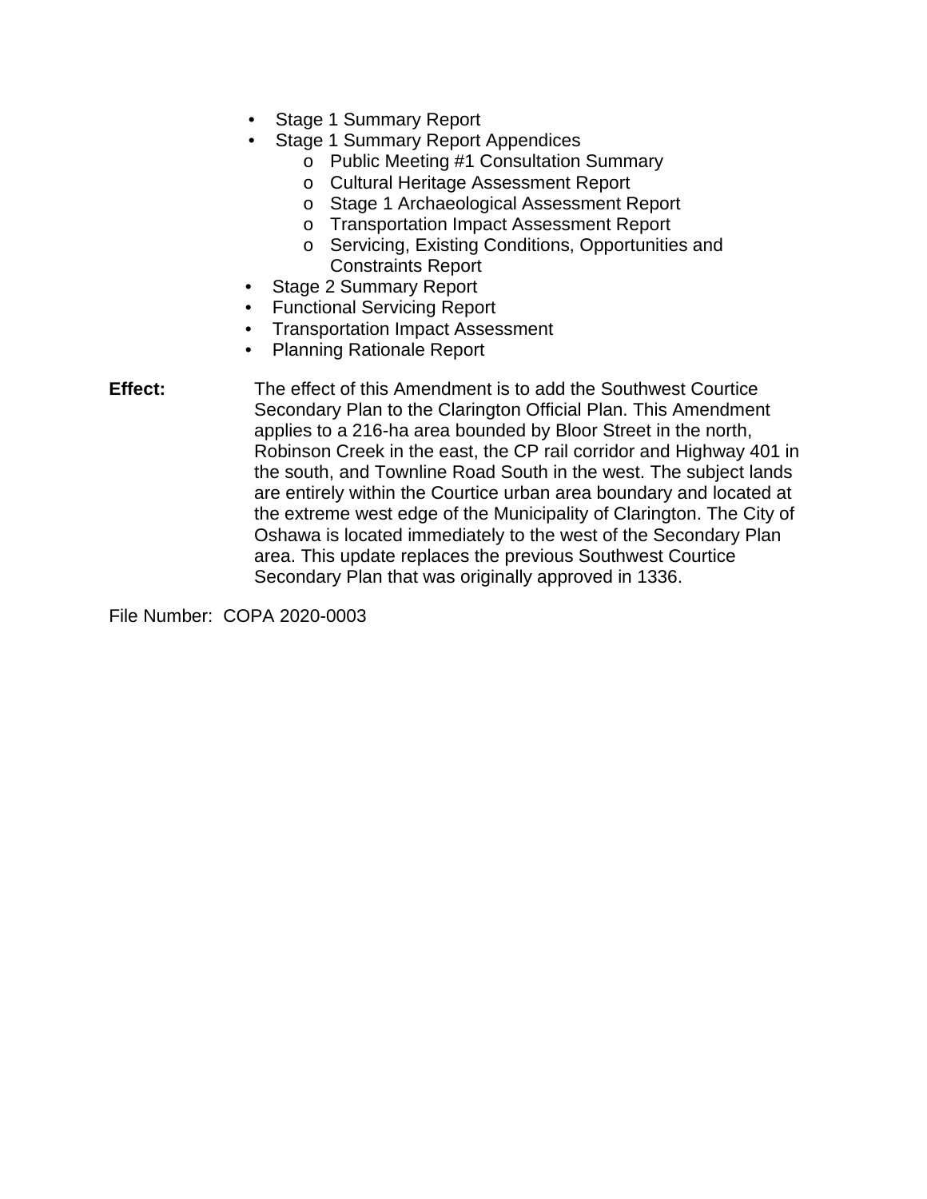- Stage 1 Summary Report
- Stage 1 Summary Report Appendices
    - Public Meeting #1 Consultation Summary
    - Cultural Heritage Assessment Report
    - Stage 1 Archaeological Assessment Report
    - Transportation Impact Assessment Report
    - Servicing, Existing Conditions, Opportunities and Constraints Report
- Stage 2 Summary Report
- Functional Servicing Report
- Transportation Impact Assessment
- Planning Rationale Report

**Effect:** The effect of this Amendment is to add the Southwest Courtice Secondary Plan to the Clarington Official Plan. This Amendment applies to a 216-ha area bounded by Bloor Street in the north, Robinson Creek in the east, the CP rail corridor and Highway 401 in the south, and Townline Road South in the west. The subject lands are entirely within the Courtice urban area boundary and located at the extreme west edge of the Municipality of Clarington. The City of Oshawa is located immediately to the west of the Secondary Plan area. This update replaces the previous Southwest Courtice Secondary Plan that was originally approved in 1336.

File Number: COPA 2020-0003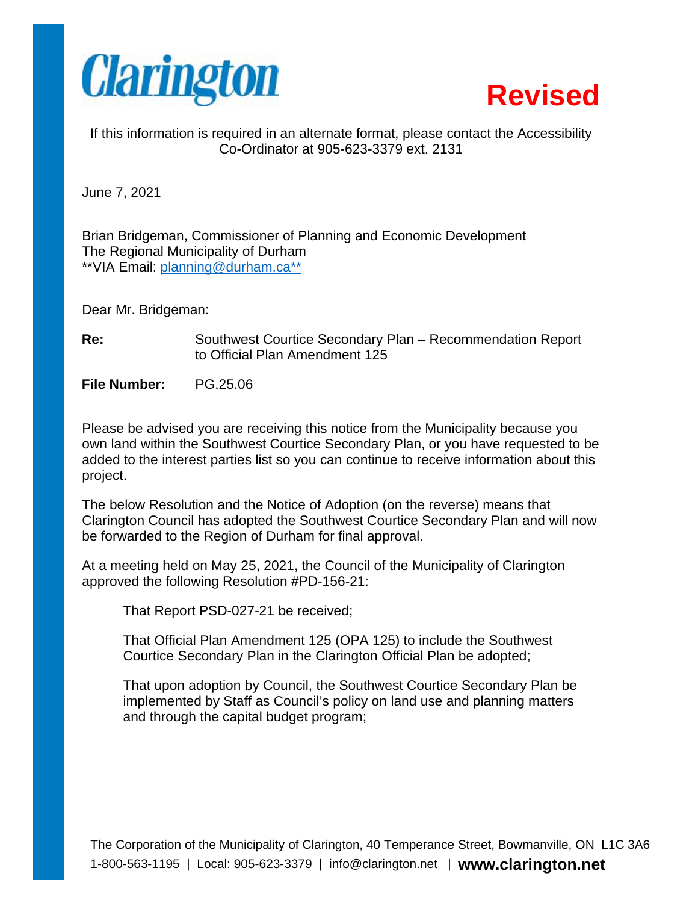Clarington

**Revised**

If this information is required in an alternate format, please contact the Accessibility Co-Ordinator at 905-623-3379 ext. 2131

June 7, 2021

Brian Bridgeman, Commissioner of Planning and Economic Development
The Regional Municipality of Durham
**VIA Email: planning@durham.ca**

Dear Mr. Bridgeman:

**Re:** Southwest Courtice Secondary Plan – Recommendation Report to Official Plan Amendment 125

**File Number:** PG.25.06

---

Please be advised you are receiving this notice from the Municipality because you own land within the Southwest Courtice Secondary Plan, or you have requested to be added to the interest parties list so you can continue to receive information about this project.

The below Resolution and the Notice of Adoption (on the reverse) means that Clarington Council has adopted the Southwest Courtice Secondary Plan and will now be forwarded to the Region of Durham for final approval.

At a meeting held on May 25, 2021, the Council of the Municipality of Clarington approved the following Resolution #PD-156-21:

> That Report PSD-027-21 be received;
>
> That Official Plan Amendment 125 (OPA 125) to include the Southwest Courtice Secondary Plan in the Clarington Official Plan be adopted;
>
> That upon adoption by Council, the Southwest Courtice Secondary Plan be implemented by Staff as Council's policy on land use and planning matters and through the capital budget program;

The Corporation of the Municipality of Clarington, 40 Temperance Street, Bowmanville, ON L1C 3A6
1-800-563-1195 | Local: 905-623-3379 | info@clarington.net | **www.clarington.net**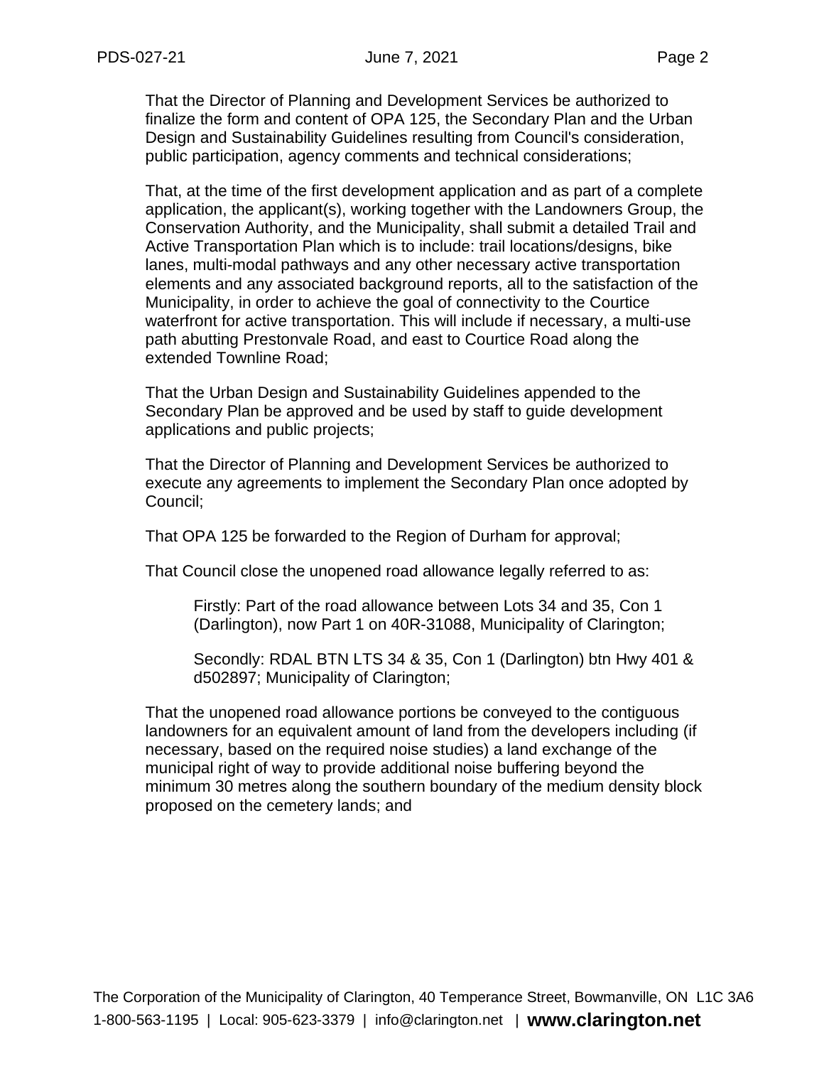That the Director of Planning and Development Services be authorized to finalize the form and content of OPA 125, the Secondary Plan and the Urban Design and Sustainability Guidelines resulting from Council's consideration, public participation, agency comments and technical considerations;

That, at the time of the first development application and as part of a complete application, the applicant(s), working together with the Landowners Group, the Conservation Authority, and the Municipality, shall submit a detailed Trail and Active Transportation Plan which is to include: trail locations/designs, bike lanes, multi-modal pathways and any other necessary active transportation elements and any associated background reports, all to the satisfaction of the Municipality, in order to achieve the goal of connectivity to the Courtice waterfront for active transportation. This will include if necessary, a multi-use path abutting Prestonvale Road, and east to Courtice Road along the extended Townline Road;

That the Urban Design and Sustainability Guidelines appended to the Secondary Plan be approved and be used by staff to guide development applications and public projects;

That the Director of Planning and Development Services be authorized to execute any agreements to implement the Secondary Plan once adopted by Council;

That OPA 125 be forwarded to the Region of Durham for approval;

That Council close the unopened road allowance legally referred to as:

> Firstly: Part of the road allowance between Lots 34 and 35, Con 1 (Darlington), now Part 1 on 40R-31088, Municipality of Clarington;
>
> Secondly: RDAL BTN LTS 34 & 35, Con 1 (Darlington) btn Hwy 401 & d502897; Municipality of Clarington;

That the unopened road allowance portions be conveyed to the contiguous landowners for an equivalent amount of land from the developers including (if necessary, based on the required noise studies) a land exchange of the municipal right of way to provide additional noise buffering beyond the minimum 30 metres along the southern boundary of the medium density block proposed on the cemetery lands; and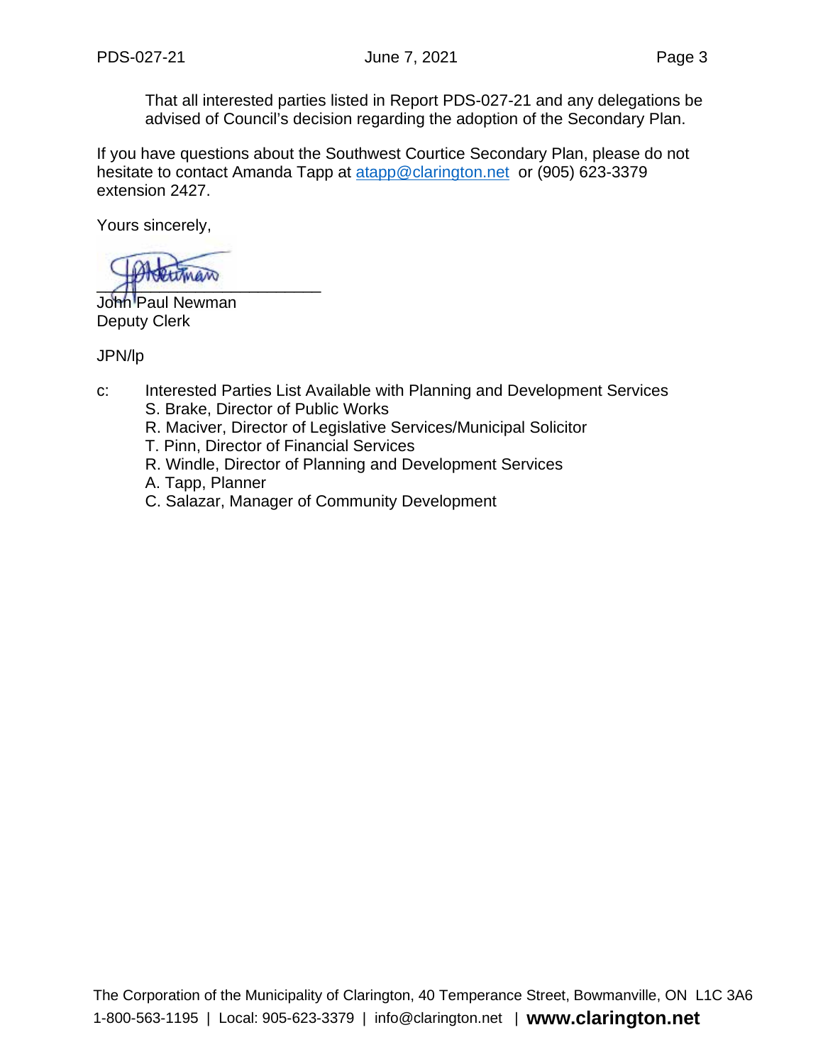That all interested parties listed in Report PDS-027-21 and any delegations be advised of Council's decision regarding the adoption of the Secondary Plan.

If you have questions about the Southwest Courtice Secondary Plan, please do not hesitate to contact Amanda Tapp at atapp@clarington.net or (905) 623-3379 extension 2427.

Yours sincerely,

_________________________
John Paul Newman
Deputy Clerk

JPN/lp

c: Interested Parties List Available with Planning and Development Services
S. Brake, Director of Public Works
R. Maciver, Director of Legislative Services/Municipal Solicitor
T. Pinn, Director of Financial Services
R. Windle, Director of Planning and Development Services
A. Tapp, Planner
C. Salazar, Manager of Community Development